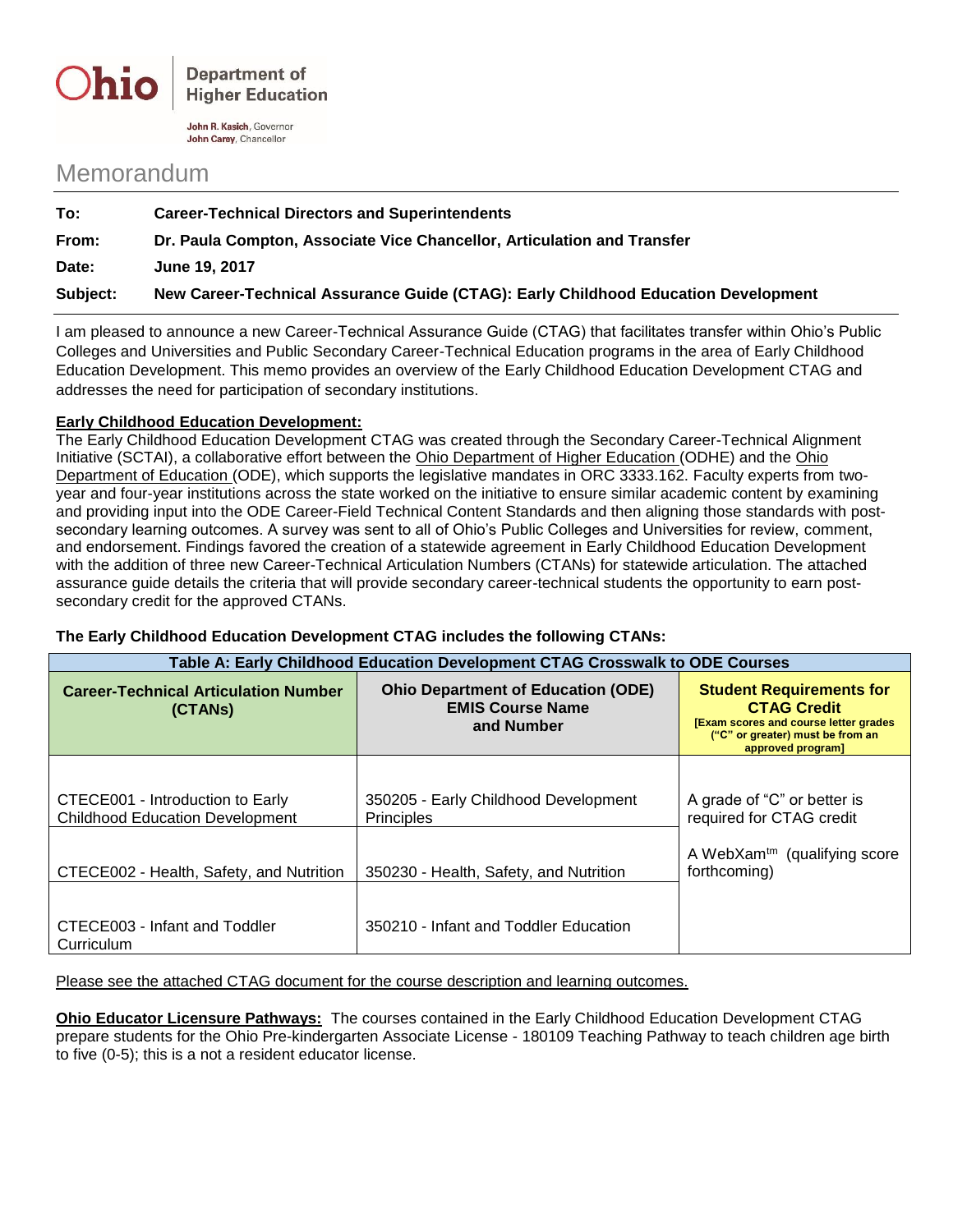Ohio | Department of Higher Education

John R. Kasich, Governor
John Carey, Chancellor

# Memorandum

**To:** **Career-Technical Directors and Superintendents**

**From:** **Dr. Paula Compton, Associate Vice Chancellor, Articulation and Transfer**

**Date:** **June 19, 2017**

**Subject:** **New Career-Technical Assurance Guide (CTAG): Early Childhood Education Development**

I am pleased to announce a new Career-Technical Assurance Guide (CTAG) that facilitates transfer within Ohio's Public Colleges and Universities and Public Secondary Career-Technical Education programs in the area of Early Childhood Education Development. This memo provides an overview of the Early Childhood Education Development CTAG and addresses the need for participation of secondary institutions.

**Early Childhood Education Development:**

The Early Childhood Education Development CTAG was created through the Secondary Career-Technical Alignment Initiative (SCTAI), a collaborative effort between the Ohio Department of Higher Education (ODHE) and the Ohio Department of Education (ODE), which supports the legislative mandates in ORC 3333.162. Faculty experts from two-year and four-year institutions across the state worked on the initiative to ensure similar academic content by examining and providing input into the ODE Career-Field Technical Content Standards and then aligning those standards with post-secondary learning outcomes. A survey was sent to all of Ohio's Public Colleges and Universities for review, comment, and endorsement. Findings favored the creation of a statewide agreement in Early Childhood Education Development with the addition of three new Career-Technical Articulation Numbers (CTANs) for statewide articulation. The attached assurance guide details the criteria that will provide secondary career-technical students the opportunity to earn post-secondary credit for the approved CTANs.

**The Early Childhood Education Development CTAG includes the following CTANs:**

**Table A: Early Childhood Education Development CTAG Crosswalk to ODE Courses**

| Career-Technical Articulation Number (CTANs) | Ohio Department of Education (ODE) EMIS Course Name and Number | Student Requirements for CTAG Credit [Exam scores and course letter grades ("C" or greater) must be from an approved program] |
|---|---|---|
| CTECE001 - Introduction to Early Childhood Education Development | 350205 - Early Childhood Development Principles | A grade of "C" or better is required for CTAG credit<br>A WebXam™ (qualifying score forthcoming) |
| CTECE002 - Health, Safety, and Nutrition | 350230 - Health, Safety, and Nutrition | |
| CTECE003 - Infant and Toddler Curriculum | 350210 - Infant and Toddler Education | |

Please see the attached CTAG document for the course description and learning outcomes.

**Ohio Educator Licensure Pathways:** The courses contained in the Early Childhood Education Development CTAG prepare students for the Ohio Pre-kindergarten Associate License - 180109 Teaching Pathway to teach children age birth to five (0-5); this is a not a resident educator license.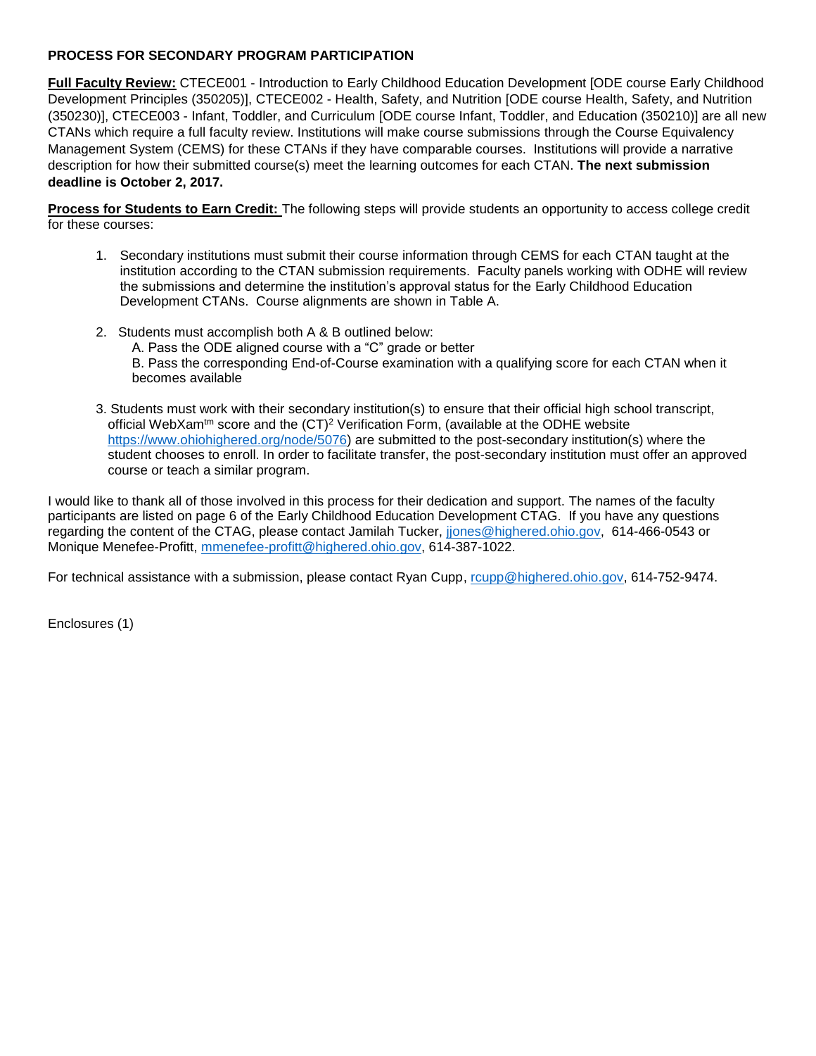**PROCESS FOR SECONDARY PROGRAM PARTICIPATION**

**Full Faculty Review:** CTECE001 - Introduction to Early Childhood Education Development [ODE course Early Childhood Development Principles (350205)], CTECE002 - Health, Safety, and Nutrition [ODE course Health, Safety, and Nutrition (350230)], CTECE003 - Infant, Toddler, and Curriculum [ODE course Infant, Toddler, and Education (350210)] are all new CTANs which require a full faculty review. Institutions will make course submissions through the Course Equivalency Management System (CEMS) for these CTANs if they have comparable courses. Institutions will provide a narrative description for how their submitted course(s) meet the learning outcomes for each CTAN. **The next submission deadline is October 2, 2017.**

**Process for Students to Earn Credit:** The following steps will provide students an opportunity to access college credit for these courses:

1. Secondary institutions must submit their course information through CEMS for each CTAN taught at the institution according to the CTAN submission requirements. Faculty panels working with ODHE will review the submissions and determine the institution's approval status for the Early Childhood Education Development CTANs. Course alignments are shown in Table A.

2. Students must accomplish both A & B outlined below:
   A. Pass the ODE aligned course with a "C" grade or better
   B. Pass the corresponding End-of-Course examination with a qualifying score for each CTAN when it becomes available

3. Students must work with their secondary institution(s) to ensure that their official high school transcript, official WebXam™ score and the (CT)² Verification Form, (available at the ODHE website https://www.ohiohighered.org/node/5076) are submitted to the post-secondary institution(s) where the student chooses to enroll. In order to facilitate transfer, the post-secondary institution must offer an approved course or teach a similar program.

I would like to thank all of those involved in this process for their dedication and support. The names of the faculty participants are listed on page 6 of the Early Childhood Education Development CTAG. If you have any questions regarding the content of the CTAG, please contact Jamilah Tucker, jjones@highered.ohio.gov, 614-466-0543 or Monique Menefee-Profitt, mmenefee-profitt@highered.ohio.gov, 614-387-1022.

For technical assistance with a submission, please contact Ryan Cupp, rcupp@highered.ohio.gov, 614-752-9474.

Enclosures (1)